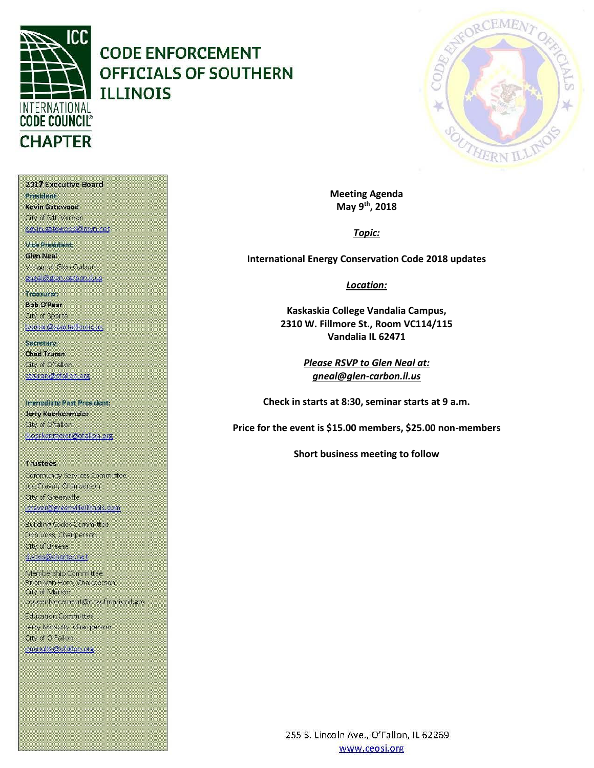INTERNATIONAL CODE COUNCIL CHAPTER

# CODE ENFORCEMENT OFFICIALS OF SOUTHERN ILLINOIS

**2017 Executive Board**

President:
**Kevin Gatewood**
City of Mt. Vernon
kevin.gatewood@mvn.net

Vice President:
**Glen Neal**
Village of Glen Carbon
gneal@glen-carbon.il.us

Treasurer:
**Bob O'Rear**
City of Sparta
borear@spartaillinois.us

Secretary:
**Chad Truran**
City of O'Fallon
ctruran@ofallon.org

Immediate Past President:
**Jerry Koerkenmeier**
City of O'fallon
jkoerkenmeier@ofallon.org

**Trustees**

Community Services Committee
Joe Craver, Chairperson
City of Greenville
jcraver@greenvilleillinois.com

Building Codes Committee
Don Voss, Chairperson
City of Breese
d.voss@charter.net

Membership Committee
Brian Van Horn, Chairperson
City of Marion
codeenforcement@cityofmarionil.gov

Education Committee
Jerry McNulty, Chairperson
City of O'Fallon
jmcnulty@ofallon.org

**Meeting Agenda**
**May 9th, 2018**

***Topic:***

**International Energy Conservation Code 2018 updates**

***Location:***

**Kaskaskia College Vandalia Campus,**
**2310 W. Fillmore St., Room VC114/115**
**Vandalia IL 62471**

***Please RSVP to Glen Neal at:***
***gneal@glen-carbon.il.us***

**Check in starts at 8:30, seminar starts at 9 a.m.**

**Price for the event is $15.00 members, $25.00 non-members**

**Short business meeting to follow**

255 S. Lincoln Ave., O'Fallon, IL 62269
www.ceosi.org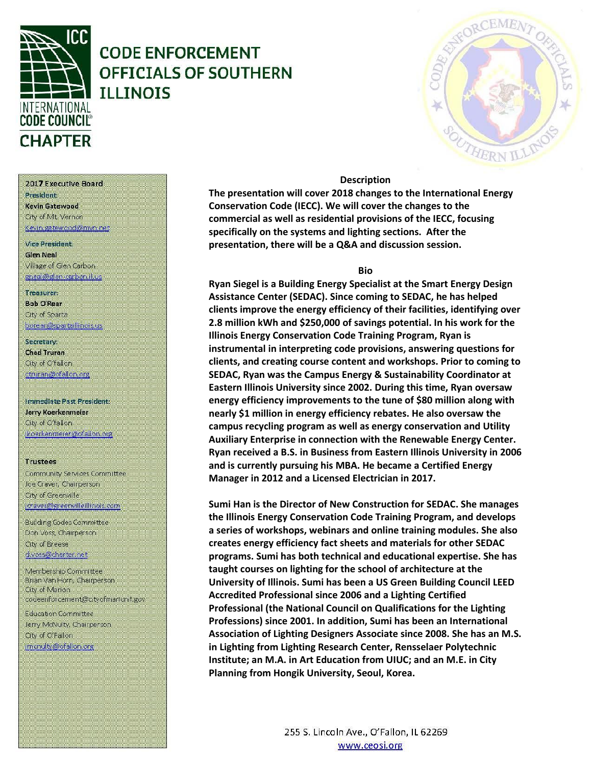# CODE ENFORCEMENT OFFICIALS OF SOUTHERN ILLINOIS

INTERNATIONAL CODE COUNCIL CHAPTER

**2017 Executive Board**

**President**
**Kevin Gatewood**
City of Mt. Vernon
kevin.gatewood@mvn.net

**Vice President**
**Glen Neal**
Village of Glen Carbon
gneal@glen-carbon.il.us

**Treasurer**
**Bob O'Rear**
City of Sparta
borear@spartaillinois.us

**Secretary**
**Chad Truran**
City of O'fallon
ctruran@ofallon.org

**Immediate Past President**
**Jerry Koerkenmeier**
City of O'fallon
jkoerkenmeier@ofallon.org

**Trustees**

Community Services Committee
Joe Craver, Chairperson
City of Greenville
jcraver@greenvilleillinois.com

Building Codes Committee
Don Voss, Chairperson
City of Breese
d.voss@charter.net

Membership Committee
Brian Van Horn, Chairperson
City of Marion
codeenforcement@cityofmarionil.gov

Education Committee
Jerry McNulty, Chairperson
City of O'Fallon
jmcnulty@ofallon.org

## Description

**The presentation will cover 2018 changes to the International Energy Conservation Code (IECC). We will cover the changes to the commercial as well as residential provisions of the IECC, focusing specifically on the systems and lighting sections. After the presentation, there will be a Q&A and discussion session.**

## Bio

**Ryan Siegel is a Building Energy Specialist at the Smart Energy Design Assistance Center (SEDAC). Since coming to SEDAC, he has helped clients improve the energy efficiency of their facilities, identifying over 2.8 million kWh and $250,000 of savings potential. In his work for the Illinois Energy Conservation Code Training Program, Ryan is instrumental in interpreting code provisions, answering questions for clients, and creating course content and workshops. Prior to coming to SEDAC, Ryan was the Campus Energy & Sustainability Coordinator at Eastern Illinois University since 2002. During this time, Ryan oversaw energy efficiency improvements to the tune of $80 million along with nearly $1 million in energy efficiency rebates. He also oversaw the campus recycling program as well as energy conservation and Utility Auxiliary Enterprise in connection with the Renewable Energy Center. Ryan received a B.S. in Business from Eastern Illinois University in 2006 and is currently pursuing his MBA. He became a Certified Energy Manager in 2012 and a Licensed Electrician in 2017.**

**Sumi Han is the Director of New Construction for SEDAC. She manages the Illinois Energy Conservation Code Training Program, and develops a series of workshops, webinars and online training modules. She also creates energy efficiency fact sheets and materials for other SEDAC programs. Sumi has both technical and educational expertise. She has taught courses on lighting for the school of architecture at the University of Illinois. Sumi has been a US Green Building Council LEED Accredited Professional since 2006 and a Lighting Certified Professional (the National Council on Qualifications for the Lighting Professions) since 2001. In addition, Sumi has been an International Association of Lighting Designers Associate since 2008. She has an M.S. in Lighting from Lighting Research Center, Rensselaer Polytechnic Institute; an M.A. in Art Education from UIUC; and an M.E. in City Planning from Hongik University, Seoul, Korea.**

255 S. Lincoln Ave., O'Fallon, IL 62269
www.ceosi.org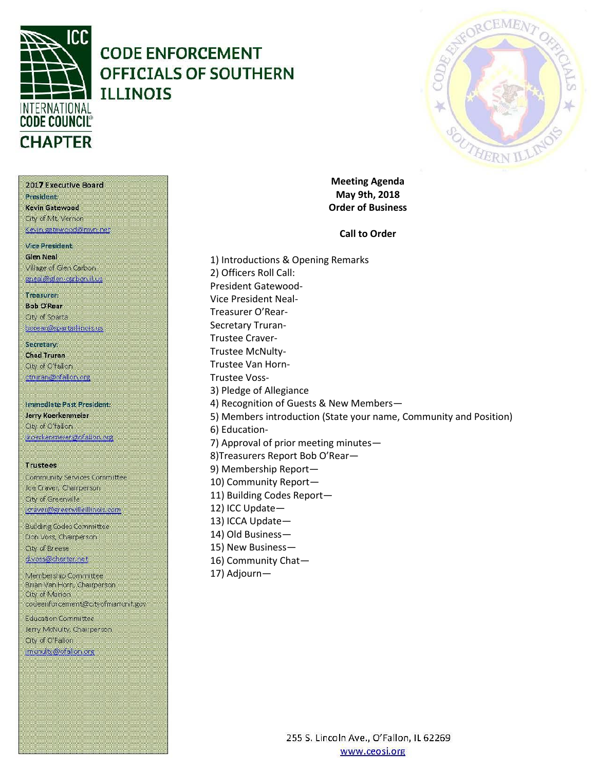# CODE ENFORCEMENT OFFICIALS OF SOUTHERN ILLINOIS

ICC INTERNATIONAL CODE COUNCIL® CHAPTER

**2017 Executive Board**

President
**Kevin Gatewood**
City of Mt. Vernon
Kevin.gatewood@mvn.net

Vice President
**Glen Neal**
Village of Glen Carbon
gneal@glen-carbon.il.us

Treasurer
**Bob O'Rear**
City of Sparta
borear@spartaillinois.us

Secretary
**Chad Truran**
City of O'fallon
ctruran@ofallon.org

Immediate Past President:
**Jerry Koerkenmeier**
City of O'fallon
jkoerkenmeier@ofallon.org

**Trustees**

Community Services Committee
Joe Craver, Chairperson
City of Greenville
jcraver@greenvilleillinois.com

Building Codes Committee
Don Voss, Chairperson
City of Breese
d.voss@charter.net

Membership Committee
Brian Van Horn, Chairperson
City of Marion
codeenforcement@cityofmarionil.gov

Education Committee
Jerry McNulty, Chairperson
City of O'Fallon
jmcnulty@ofallon.org

**Meeting Agenda**
**May 9th, 2018**
**Order of Business**

**Call to Order**

1) Introductions & Opening Remarks
2) Officers Roll Call:
President Gatewood-
Vice President Neal-
Treasurer O'Rear-
Secretary Truran-
Trustee Craver-
Trustee McNulty-
Trustee Van Horn-
Trustee Voss-
3) Pledge of Allegiance
4) Recognition of Guests & New Members—
5) Members introduction (State your name, Community and Position)
6) Education-
7) Approval of prior meeting minutes—
8)Treasurers Report Bob O'Rear—
9) Membership Report—
10) Community Report—
11) Building Codes Report—
12) ICC Update—
13) ICCA Update—
14) Old Business—
15) New Business—
16) Community Chat—
17) Adjourn—

255 S. Lincoln Ave., O'Fallon, IL 62269
www.ceosi.org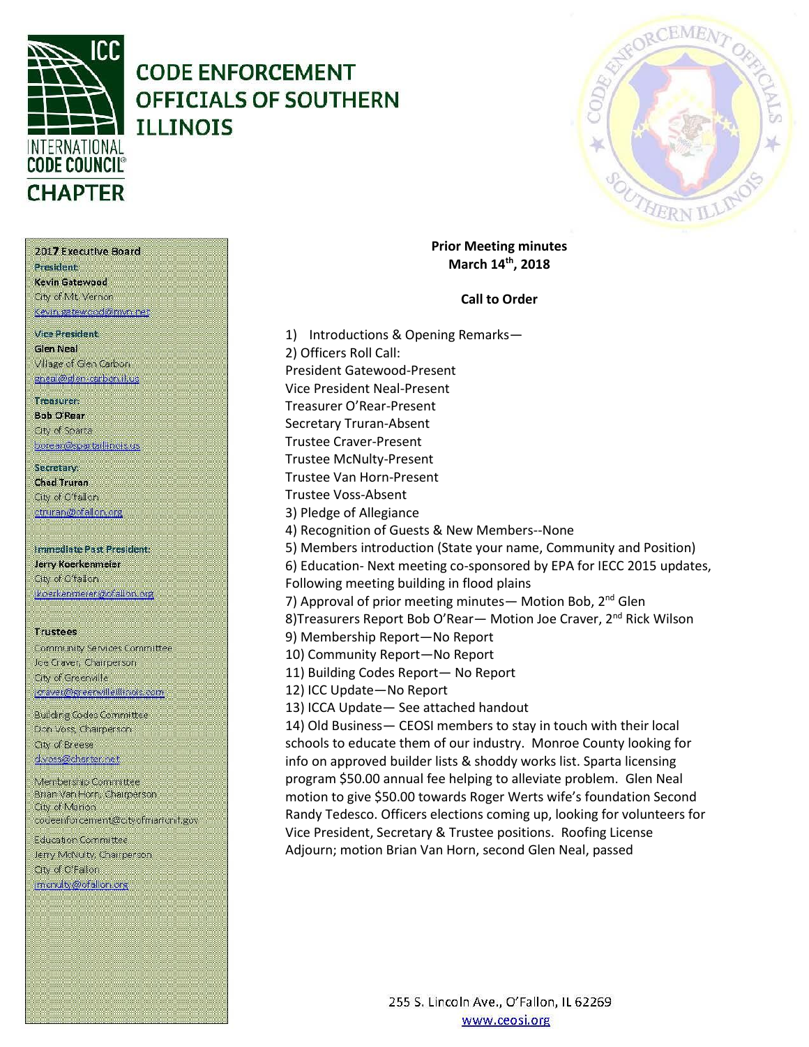# CODE ENFORCEMENT OFFICIALS OF SOUTHERN ILLINOIS

INTERNATIONAL CODE COUNCIL CHAPTER

**2017 Executive Board**

President
**Kevin Gatewood**
City of Mt. Vernon
kevin.gatewood@mvn.net

Vice President
**Glen Neal**
Village of Glen Carbon
gneal@glen-carbon.il.us

Treasurer
**Bob O'Rear**
City of Sparta
borear@spartaillinois.us

Secretary
**Chad Truran**
City of O'fallon
ctruran@ofallon.org

Immediate Past President:
**Jerry Koerkenmeier**
City of O'fallon
jkoerkenmeier@ofallon.org

**Trustees**

Community Services Committee
Joe Craver, Chairperson
City of Greenville
jcraver@greenvilleillinois.com

Building Codes Committee
Don Voss, Chairperson
City of Breese
d.voss@charter.net

Membership Committee
Brian Van Horn, Chairperson
City of Marion
codeenforcement@cityofmarionil.gov

Education Committee
Jerry McNulty, Chairperson
City of O'Fallon
jmcnulty@ofallon.org

**Prior Meeting minutes**
**March 14th, 2018**

**Call to Order**

1) Introductions & Opening Remarks—
2) Officers Roll Call:
President Gatewood-Present
Vice President Neal-Present
Treasurer O'Rear-Present
Secretary Truran-Absent
Trustee Craver-Present
Trustee McNulty-Present
Trustee Van Horn-Present
Trustee Voss-Absent
3) Pledge of Allegiance
4) Recognition of Guests & New Members--None
5) Members introduction (State your name, Community and Position)
6) Education- Next meeting co-sponsored by EPA for IECC 2015 updates, Following meeting building in flood plains
7) Approval of prior meeting minutes— Motion Bob, 2nd Glen
8)Treasurers Report Bob O'Rear— Motion Joe Craver, 2nd Rick Wilson
9) Membership Report—No Report
10) Community Report—No Report
11) Building Codes Report— No Report
12) ICC Update—No Report
13) ICCA Update— See attached handout
14) Old Business— CEOSI members to stay in touch with their local schools to educate them of our industry. Monroe County looking for info on approved builder lists & shoddy works list. Sparta licensing program $50.00 annual fee helping to alleviate problem. Glen Neal motion to give $50.00 towards Roger Werts wife's foundation Second Randy Tedesco. Officers elections coming up, looking for volunteers for Vice President, Secretary & Trustee positions. Roofing License
Adjourn; motion Brian Van Horn, second Glen Neal, passed

255 S. Lincoln Ave., O'Fallon, IL 62269
www.ceosi.org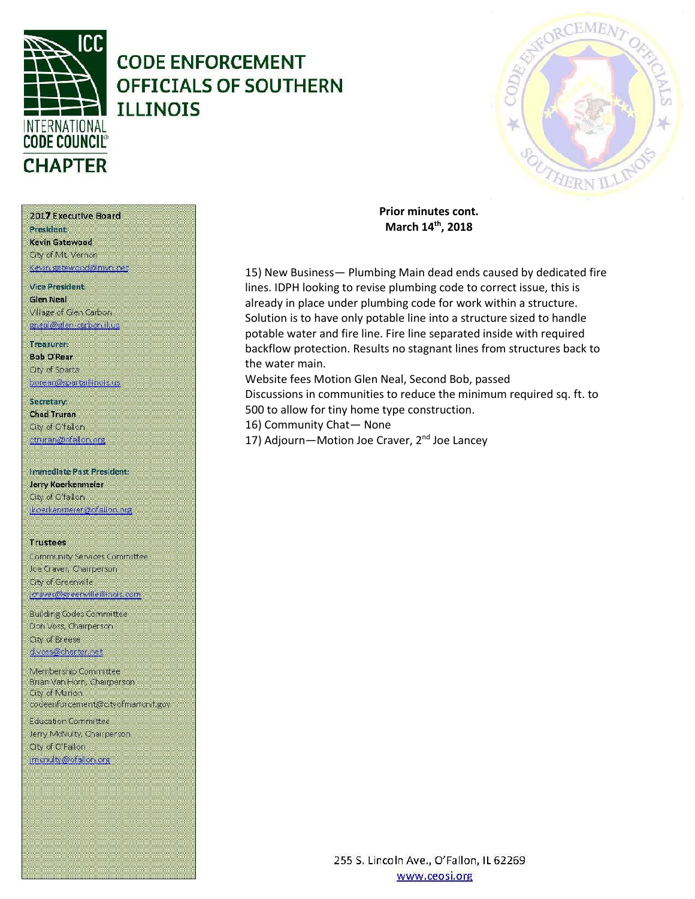# CODE ENFORCEMENT OFFICIALS OF SOUTHERN ILLINOIS

INTERNATIONAL CODE COUNCIL CHAPTER

**2017 Executive Board**

**President:**
**Kevin Gatewood**
City of Mt. Vernon
kevin.gatewood@mvn.net

**Vice President:**
**Glen Neal**
Village of Glen Carbon
gneal@glen-carbon.il.us

**Treasurer:**
**Bob O'Rear**
City of Sparta
borear@spartaillinois.us

**Secretary:**
**Chad Truran**
City of O'fallon
ctruran@ofallon.org

**Immediate Past President:**
**Jerry Koerkenmeier**
City of O'fallon
jkoerkenmeier@ofallon.org

**Trustees**

Community Services Committee
Joe Craver, Chairperson
City of Greenville
jcraver@greenvilleillinois.com

Building Codes Committee
Don Voss, Chairperson
City of Breese
d.voss@charter.net

Membership Committee
Brian Van Horn, Chairperson
City of Marion
codeenforcement@cityofmarionil.gov

Education Committee
Jerry McNulty, Chairperson
City of O'Fallon
jmcnulty@ofallon.org

**Prior minutes cont.**
**March 14th, 2018**

15) New Business— Plumbing Main dead ends caused by dedicated fire lines. IDPH looking to revise plumbing code to correct issue, this is already in place under plumbing code for work within a structure. Solution is to have only potable line into a structure sized to handle potable water and fire line. Fire line separated inside with required backflow protection. Results no stagnant lines from structures back to the water main.

Website fees Motion Glen Neal, Second Bob, passed

Discussions in communities to reduce the minimum required sq. ft. to 500 to allow for tiny home type construction.

16) Community Chat— None

17) Adjourn—Motion Joe Craver, 2nd Joe Lancey

255 S. Lincoln Ave., O'Fallon, IL 62269
www.ceosi.org